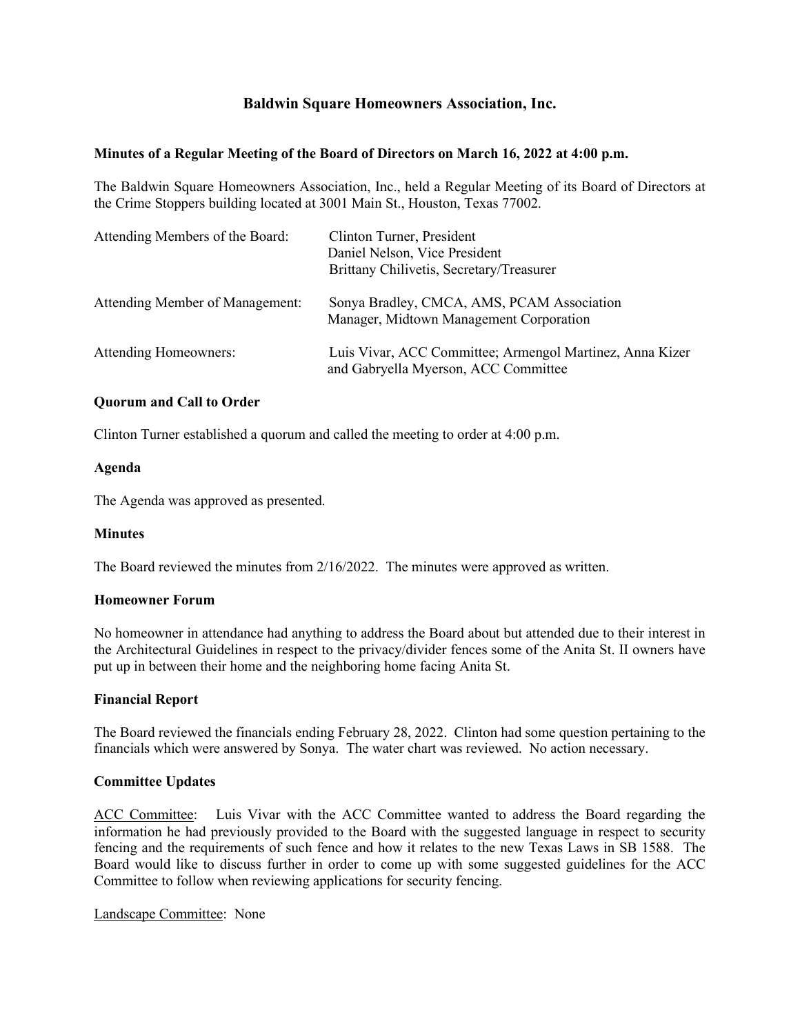# Baldwin Square Homeowners Association, Inc.

**Minutes of a Regular Meeting of the Board of Directors on March 16, 2022 at 4:00 p.m.**

The Baldwin Square Homeowners Association, Inc., held a Regular Meeting of its Board of Directors at the Crime Stoppers building located at 3001 Main St., Houston, Texas 77002.

| | |
|---|---|
| Attending Members of the Board: | Clinton Turner, President<br>Daniel Nelson, Vice President<br>Brittany Chilivetis, Secretary/Treasurer |
| Attending Member of Management: | Sonya Bradley, CMCA, AMS, PCAM Association Manager, Midtown Management Corporation |
| Attending Homeowners: | Luis Vivar, ACC Committee; Armengol Martinez, Anna Kizer and Gabryella Myerson, ACC Committee |

**Quorum and Call to Order**

Clinton Turner established a quorum and called the meeting to order at 4:00 p.m.

**Agenda**

The Agenda was approved as presented.

**Minutes**

The Board reviewed the minutes from 2/16/2022. The minutes were approved as written.

**Homeowner Forum**

No homeowner in attendance had anything to address the Board about but attended due to their interest in the Architectural Guidelines in respect to the privacy/divider fences some of the Anita St. II owners have put up in between their home and the neighboring home facing Anita St.

**Financial Report**

The Board reviewed the financials ending February 28, 2022. Clinton had some question pertaining to the financials which were answered by Sonya. The water chart was reviewed. No action necessary.

**Committee Updates**

ACC Committee: Luis Vivar with the ACC Committee wanted to address the Board regarding the information he had previously provided to the Board with the suggested language in respect to security fencing and the requirements of such fence and how it relates to the new Texas Laws in SB 1588. The Board would like to discuss further in order to come up with some suggested guidelines for the ACC Committee to follow when reviewing applications for security fencing.

Landscape Committee: None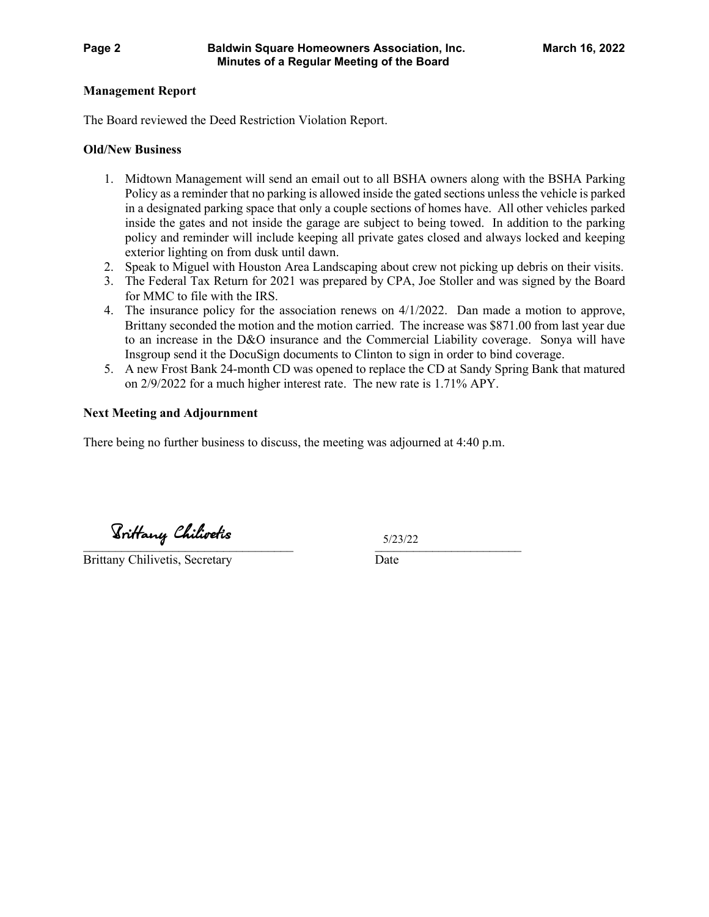**Management Report**

The Board reviewed the Deed Restriction Violation Report.

**Old/New Business**

1. Midtown Management will send an email out to all BSHA owners along with the BSHA Parking Policy as a reminder that no parking is allowed inside the gated sections unless the vehicle is parked in a designated parking space that only a couple sections of homes have. All other vehicles parked inside the gates and not inside the garage are subject to being towed. In addition to the parking policy and reminder will include keeping all private gates closed and always locked and keeping exterior lighting on from dusk until dawn.
2. Speak to Miguel with Houston Area Landscaping about crew not picking up debris on their visits.
3. The Federal Tax Return for 2021 was prepared by CPA, Joe Stoller and was signed by the Board for MMC to file with the IRS.
4. The insurance policy for the association renews on 4/1/2022. Dan made a motion to approve, Brittany seconded the motion and the motion carried. The increase was $871.00 from last year due to an increase in the D&O insurance and the Commercial Liability coverage. Sonya will have Insgroup send it the DocuSign documents to Clinton to sign in order to bind coverage.
5. A new Frost Bank 24-month CD was opened to replace the CD at Sandy Spring Bank that matured on 2/9/2022 for a much higher interest rate. The new rate is 1.71% APY.

**Next Meeting and Adjournment**

There being no further business to discuss, the meeting was adjourned at 4:40 p.m.

Brittany Chilivetis
_________________________________
Brittany Chilivetis, Secretary

5/23/22
_________________________
Date